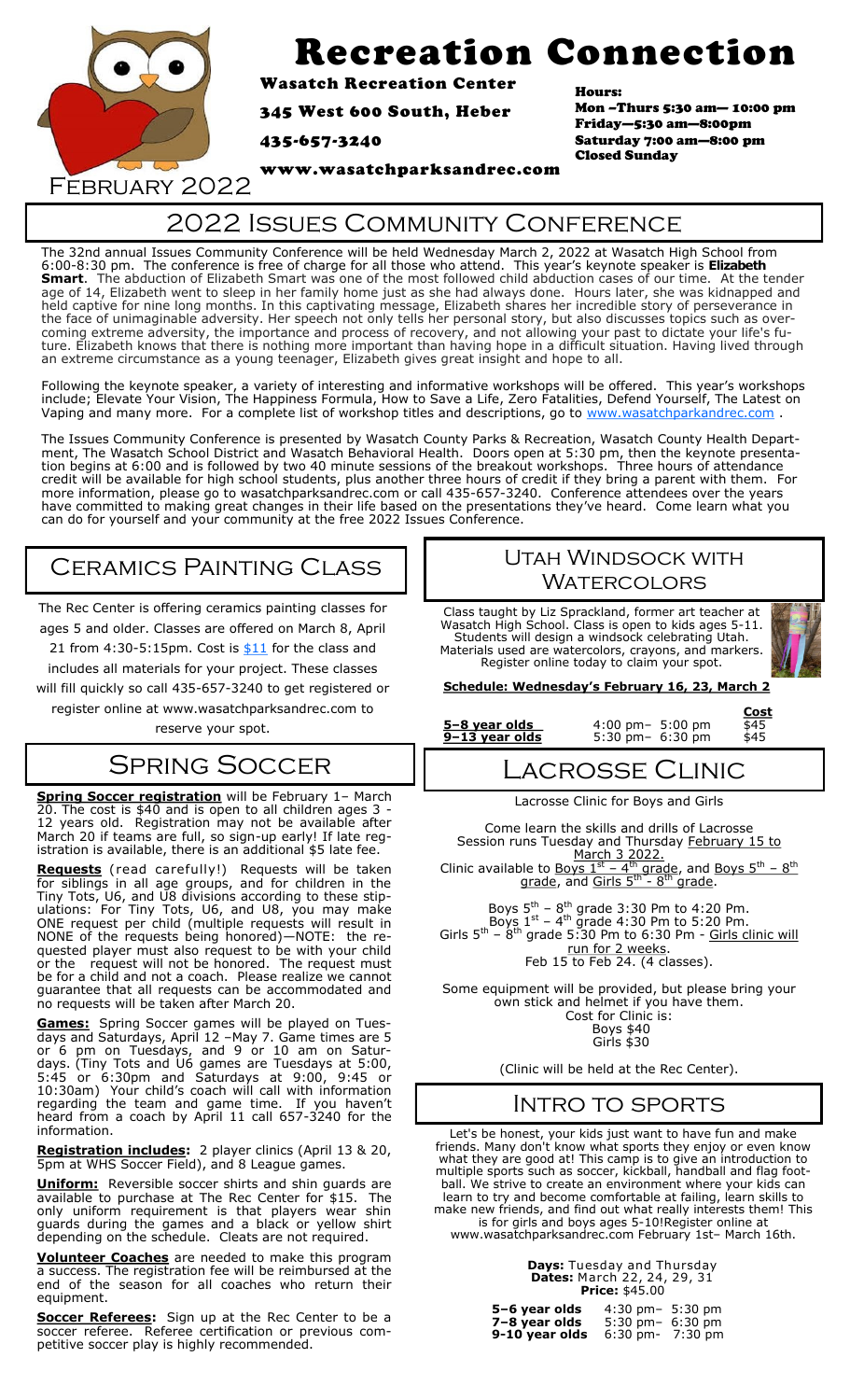# Recreation Connection

**Wasatch Recreation Center**

**345 West 600 South, Heber**

**435-657-3240**

**www.wasatchparksandrec.com**

**Hours:**
**Mon –Thurs 5:30 am— 10:00 pm**
**Friday—5:30 am—8:00pm**
**Saturday 7:00 am—8:00 pm**
**Closed Sunday**

February 2022

## 2022 Issues Community Conference

The 32nd annual Issues Community Conference will be held Wednesday March 2, 2022 at Wasatch High School from 6:00-8:30 pm. The conference is free of charge for all those who attend. This year's keynote speaker is **Elizabeth Smart**. The abduction of Elizabeth Smart was one of the most followed child abduction cases of our time. At the tender age of 14, Elizabeth went to sleep in her family home just as she had always done. Hours later, she was kidnapped and held captive for nine long months. In this captivating message, Elizabeth shares her incredible story of perseverance in the face of unimaginable adversity. Her speech not only tells her personal story, but also discusses topics such as overcoming extreme adversity, the importance and process of recovery, and not allowing your past to dictate your life's future. Elizabeth knows that there is nothing more important than having hope in a difficult situation. Having lived through an extreme circumstance as a young teenager, Elizabeth gives great insight and hope to all.

Following the keynote speaker, a variety of interesting and informative workshops will be offered. This year's workshops include; Elevate Your Vision, The Happiness Formula, How to Save a Life, Zero Fatalities, Defend Yourself, The Latest on Vaping and many more. For a complete list of workshop titles and descriptions, go to www.wasatchparkandrec.com .

The Issues Community Conference is presented by Wasatch County Parks & Recreation, Wasatch County Health Department, The Wasatch School District and Wasatch Behavioral Health. Doors open at 5:30 pm, then the keynote presentation begins at 6:00 and is followed by two 40 minute sessions of the breakout workshops. Three hours of attendance credit will be available for high school students, plus another three hours of credit if they bring a parent with them. For more information, please go to wasatchparksandrec.com or call 435-657-3240. Conference attendees over the years have committed to making great changes in their life based on the presentations they've heard. Come learn what you can do for yourself and your community at the free 2022 Issues Conference.

## Ceramics Painting Class

The Rec Center is offering ceramics painting classes for ages 5 and older. Classes are offered on March 8, April 21 from 4:30-5:15pm. Cost is $11 for the class and includes all materials for your project. These classes will fill quickly so call 435-657-3240 to get registered or register online at www.wasatchparksandrec.com to reserve your spot.

## Spring Soccer

**Spring Soccer registration** will be February 1– March 20. The cost is $40 and is open to all children ages 3 - 12 years old. Registration may not be available after March 20 if teams are full, so sign-up early! If late registration is available, there is an additional $5 late fee.

**Requests** (read carefully!) Requests will be taken for siblings in all age groups, and for children in the Tiny Tots, U6, and U8 divisions according to these stipulations: For Tiny Tots, U6, and U8, you may make ONE request per child (multiple requests will result in NONE of the requests being honored)—NOTE: the requested player must also request to be with your child or the request will not be honored. The request must be for a child and not a coach. Please realize we cannot guarantee that all requests can be accommodated and no requests will be taken after March 20.

**Games:** Spring Soccer games will be played on Tuesdays and Saturdays, April 12 –May 7. Game times are 5 or 6 pm on Tuesdays, and 9 or 10 am on Saturdays. (Tiny Tots and U6 games are Tuesdays at 5:00, 5:45 or 6:30pm and Saturdays at 9:00, 9:45 or 10:30am) Your child's coach will call with information regarding the team and game time. If you haven't heard from a coach by April 11 call 657-3240 for the information.

**Registration includes:** 2 player clinics (April 13 & 20, 5pm at WHS Soccer Field), and 8 League games.

**Uniform:** Reversible soccer shirts and shin guards are available to purchase at The Rec Center for $15. The only uniform requirement is that players wear shin guards during the games and a black or yellow shirt depending on the schedule. Cleats are not required.

**Volunteer Coaches** are needed to make this program a success. The registration fee will be reimbursed at the end of the season for all coaches who return their equipment.

**Soccer Referees:** Sign up at the Rec Center to be a soccer referee. Referee certification or previous competitive soccer play is highly recommended.

## Utah Windsock with Watercolors

Class taught by Liz Sprackland, former art teacher at Wasatch High School. Class is open to kids ages 5-11. Students will design a windsock celebrating Utah. Materials used are watercolors, crayons, and markers. Register online today to claim your spot.

**Schedule: Wednesday's February 16, 23, March 2**

| | | **Cost** |
|---|---|---|
| **5–8 year olds** | 4:00 pm– 5:00 pm | $45 |
| **9–13 year olds** | 5:30 pm– 6:30 pm | $45 |

## Lacrosse Clinic

Lacrosse Clinic for Boys and Girls

Come learn the skills and drills of Lacrosse
Session runs Tuesday and Thursday February 15 to March 3 2022.
Clinic available to Boys 1st – 4th grade, and Boys 5th – 8th grade, and Girls 5th - 8th grade.

Boys 5th – 8th grade 3:30 Pm to 4:20 Pm.
Boys 1st – 4th grade 4:30 Pm to 5:20 Pm.
Girls 5th – 8th grade 5:30 Pm to 6:30 Pm - Girls clinic will run for 2 weeks.
Feb 15 to Feb 24. (4 classes).

Some equipment will be provided, but please bring your own stick and helmet if you have them.
Cost for Clinic is:
Boys $40
Girls $30

(Clinic will be held at the Rec Center).

## Intro to sports

Let's be honest, your kids just want to have fun and make friends. Many don't know what sports they enjoy or even know what they are good at! This camp is to give an introduction to multiple sports such as soccer, kickball, handball and flag football. We strive to create an environment where your kids can learn to try and become comfortable at failing, learn skills to make new friends, and find out what really interests them! This is for girls and boys ages 5-10!Register online at www.wasatchparksandrec.com February 1st– March 16th.

**Days:** Tuesday and Thursday
**Dates:** March 22, 24, 29, 31
**Price:** $45.00

| | |
|---|---|
| **5–6 year olds** | 4:30 pm– 5:30 pm |
| **7–8 year olds** | 5:30 pm– 6:30 pm |
| **9-10 year olds** | 6:30 pm- 7:30 pm |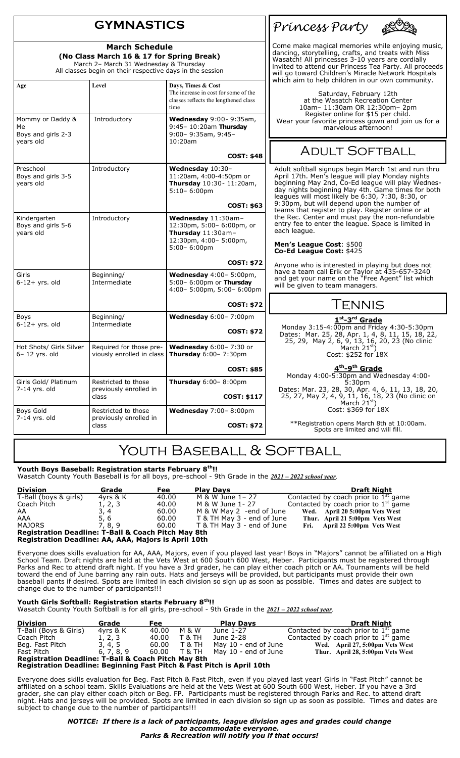# GYMNASTICS

**March Schedule**
**(No Class March 16 & 17 for Spring Break)**
March 2– March 31 Wednesday & Thursday
All classes begin on their respective days in the session

| Age | Level | Days, Times & Cost<br>The increase in cost for some of the classes reflects the lengthened class time |
|---|---|---|
| Mommy or Daddy & Me<br>Boys and girls 2-3 years old | Introductory | **Wednesday** 9:00- 9:35am, 9:45– 10:20am **Thursday** 9:00– 9:35am, 9:45– 10:20am<br>**COST: $48** |
| Preschool<br>Boys and girls 3-5 years old | Introductory | **Wednesday** 10:30– 11:20am, 4:00-4:50pm or **Thursday** 10:30- 11:20am, 5:10– 6:00pm<br>**COST: $63** |
| Kindergarten<br>Boys and girls 5-6 years old | Introductory | **Wednesday** 11:30am– 12:30pm, 5:00– 6:00pm, or **Thursday** 11:30am– 12:30pm, 4:00– 5:00pm, 5:00– 6:00pm<br>**COST: $72** |
| Girls<br>6-12+ yrs. old | Beginning/ Intermediate | **Wednesday** 4:00– 5:00pm, 5:00– 6:00pm or **Thursday** 4:00– 5:00pm, 5:00– 6:00pm<br>**COST: $72** |
| Boys<br>6-12+ yrs. old | Beginning/ Intermediate | **Wednesday** 6:00– 7:00pm<br>**COST: $72** |
| Hot Shots/ Girls Silver<br>6– 12 yrs. old | Required for those previously enrolled in class | **Wednesday** 6:00– 7:30 or **Thursday** 6:00– 7:30pm<br>**COST: $85** |
| Girls Gold/ Platinum<br>7-14 yrs. old | Restricted to those previously enrolled in class | **Thursday** 6:00– 8:00pm<br>**COST: $117** |
| Boys Gold<br>7-14 yrs. old | Restricted to those previously enrolled in class | **Wednesday** 7:00– 8:00pm<br>**COST: $72** |

# *Princess Party*

Come make magical memories while enjoying music, dancing, storytelling, crafts, and treats with Miss Wasatch! All princesses 3-10 years are cordially invited to attend our Princess Tea Party. All proceeds will go toward Children's Miracle Network Hospitals which aim to help children in our own community.

Saturday, February 12th
at the Wasatch Recreation Center
10am– 11:30am OR 12:30pm– 2pm
Register online for $15 per child.
Wear your favorite princess gown and join us for a marvelous afternoon!

# Adult Softball

Adult softball signups begin March 1st and run thru April 17th. Men's league will play Monday nights beginning May 2nd, Co-Ed league will play Wednesday nights beginning May 4th. Game times for both leagues will most likely be 6:30, 7:30, 8:30, or 9:30pm, but will depend upon the number of teams that register to play. Register online or at the Rec. Center and must pay the non-refundable entry fee to enter the league. Space is limited in each league.

**Men's League Cost**: $500
**Co-Ed League Cost:** $425

Anyone who is interested in playing but does not have a team call Erik or Taylor at 435-657-3240 and get your name on the "Free Agent" list which will be given to team managers.

# Tennis

**1st-3rd Grade**
Monday 3:15-4:00pm and Friday 4:30-5:30pm
Dates: Mar. 25, 28, Apr. 1, 4, 8, 11, 15, 18, 22, 25, 29, May 2, 6, 9, 13, 16, 20, 23 (No clinic March 21st)
Cost: $252 for 18X

**4th-9th Grade**
Monday 4:00-5:30pm and Wednesday 4:00-5:30pm
Dates: Mar. 23, 28, 30, Apr. 4, 6, 11, 13, 18, 20, 25, 27, May 2, 4, 9, 11, 16, 18, 23 (No clinic on March 21st)
Cost: $369 for 18X

**Registration opens March 8th at 10:00am. Spots are limited and will fill.

# Youth Baseball & Softball

**Youth Boys Baseball: Registration starts February 8th!!**
Wasatch County Youth Baseball is for all boys, pre-school - 9th Grade in the *2021 – 2022 school year*.

| Division | Grade | Fee | Play Days | Draft Night |
|---|---|---|---|---|
| T-Ball (boys & girls) | 4yrs & K | 40.00 | M & W June 1– 27 | Contacted by coach prior to 1st game |
| Coach Pitch | 1, 2, 3 | 40.00 | M & W June 1- 27 | Contacted by coach prior to 1st game |
| AA | 3, 4 | 60.00 | M & W May 2 -end of June | Wed. April 20 5:00pm Vets West |
| AAA | 5, 6 | 60.00 | T & TH May 3 - end of June | Thur. April 21 5:00pm Vets West |
| MAJORS | 7, 8, 9 | 60.00 | T & TH May 3 - end of June | Fri. April 22 5:00pm Vets West |

**Registration Deadline: T-Ball & Coach Pitch May 8th**
**Registration Deadline: AA, AAA, Majors is April 10th**

Everyone does skills evaluation for AA, AAA, Majors, even if you played last year! Boys in "Majors" cannot be affiliated on a High School Team. Draft nights are held at the Vets West at 600 South 600 West, Heber. Participants must be registered through Parks and Rec to attend draft night. If you have a 3rd grader, he can play either coach pitch or AA. Tournaments will be held toward the end of June barring any rain outs. Hats and jerseys will be provided, but participants must provide their own baseball pants if desired. Spots are limited in each division so sign up as soon as possible. Times and dates are subject to change due to the number of participants!!!

**Youth Girls Softball: Registration starts February 8th!!**
Wasatch County Youth Softball is for all girls, pre-school - 9th Grade in the *2021 – 2022 school year*.

| Division | Grade | Fee | | Play Days | Draft Night |
|---|---|---|---|---|---|
| T-Ball (Boys & Girls) | 4yrs & K | 40.00 | M & W | June 1-27 | Contacted by coach prior to 1st game |
| Coach Pitch | 1, 2, 3 | 40.00 | T & TH | June 2-28 | Contacted by coach prior to 1st game |
| Beg. Fast Pitch | 3, 4, 5 | 60.00 | T & TH | May 10 - end of June | Wed. April 27, 5:00pm Vets West |
| Fast Pitch | 6, 7, 8, 9 | 60.00 | T & TH | May 10 - end of June | Thur. April 28, 5:00pm Vets West |

**Registration Deadline: T-Ball & Coach Pitch May 8th**
**Registration Deadline: Beginning Fast Pitch & Fast Pitch is April 10th**

Everyone does skills evaluation for Beg. Fast Pitch & Fast Pitch, even if you played last year! Girls in "Fast Pitch" cannot be affiliated on a school team. Skills Evaluations are held at the Vets West at 600 South 600 West, Heber. If you have a 3rd grader, she can play either coach pitch or Beg. FP. Participants must be registered through Parks and Rec. to attend draft night. Hats and jerseys will be provided. Spots are limited in each division so sign up as soon as possible. Times and dates are subject to change due to the number of participants!!!

***NOTICE: If there is a lack of participants, league division ages and grades could change to accommodate everyone.***
***Parks & Recreation will notify you if that occurs!***